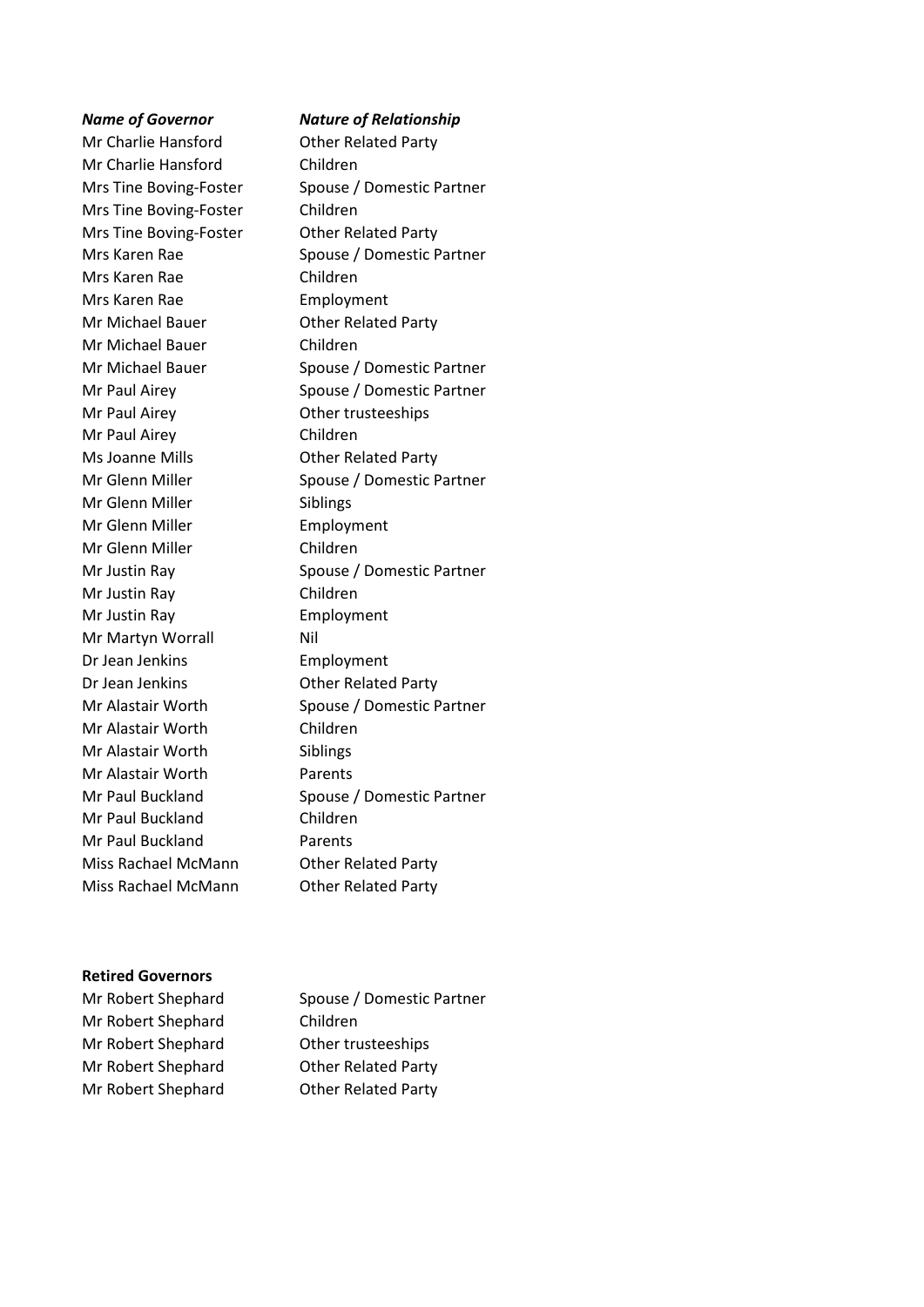| *Name of Governor* | *Nature of Relationship* |
| --- | --- |
| Mr Charlie Hansford | Other Related Party |
| Mr Charlie Hansford | Children |
| Mrs Tine Boving-Foster | Spouse / Domestic Partner |
| Mrs Tine Boving-Foster | Children |
| Mrs Tine Boving-Foster | Other Related Party |
| Mrs Karen Rae | Spouse / Domestic Partner |
| Mrs Karen Rae | Children |
| Mrs Karen Rae | Employment |
| Mr Michael Bauer | Other Related Party |
| Mr Michael Bauer | Children |
| Mr Michael Bauer | Spouse / Domestic Partner |
| Mr Paul Airey | Spouse / Domestic Partner |
| Mr Paul Airey | Other trusteeships |
| Mr Paul Airey | Children |
| Ms Joanne Mills | Other Related Party |
| Mr Glenn Miller | Spouse / Domestic Partner |
| Mr Glenn Miller | Siblings |
| Mr Glenn Miller | Employment |
| Mr Glenn Miller | Children |
| Mr Justin Ray | Spouse / Domestic Partner |
| Mr Justin Ray | Children |
| Mr Justin Ray | Employment |
| Mr Martyn Worrall | Nil |
| Dr Jean Jenkins | Employment |
| Dr Jean Jenkins | Other Related Party |
| Mr Alastair Worth | Spouse / Domestic Partner |
| Mr Alastair Worth | Children |
| Mr Alastair Worth | Siblings |
| Mr Alastair Worth | Parents |
| Mr Paul Buckland | Spouse / Domestic Partner |
| Mr Paul Buckland | Children |
| Mr Paul Buckland | Parents |
| Miss Rachael McMann | Other Related Party |
| Miss Rachael McMann | Other Related Party |

**Retired Governors**

| | |
| --- | --- |
| Mr Robert Shephard | Spouse / Domestic Partner |
| Mr Robert Shephard | Children |
| Mr Robert Shephard | Other trusteeships |
| Mr Robert Shephard | Other Related Party |
| Mr Robert Shephard | Other Related Party |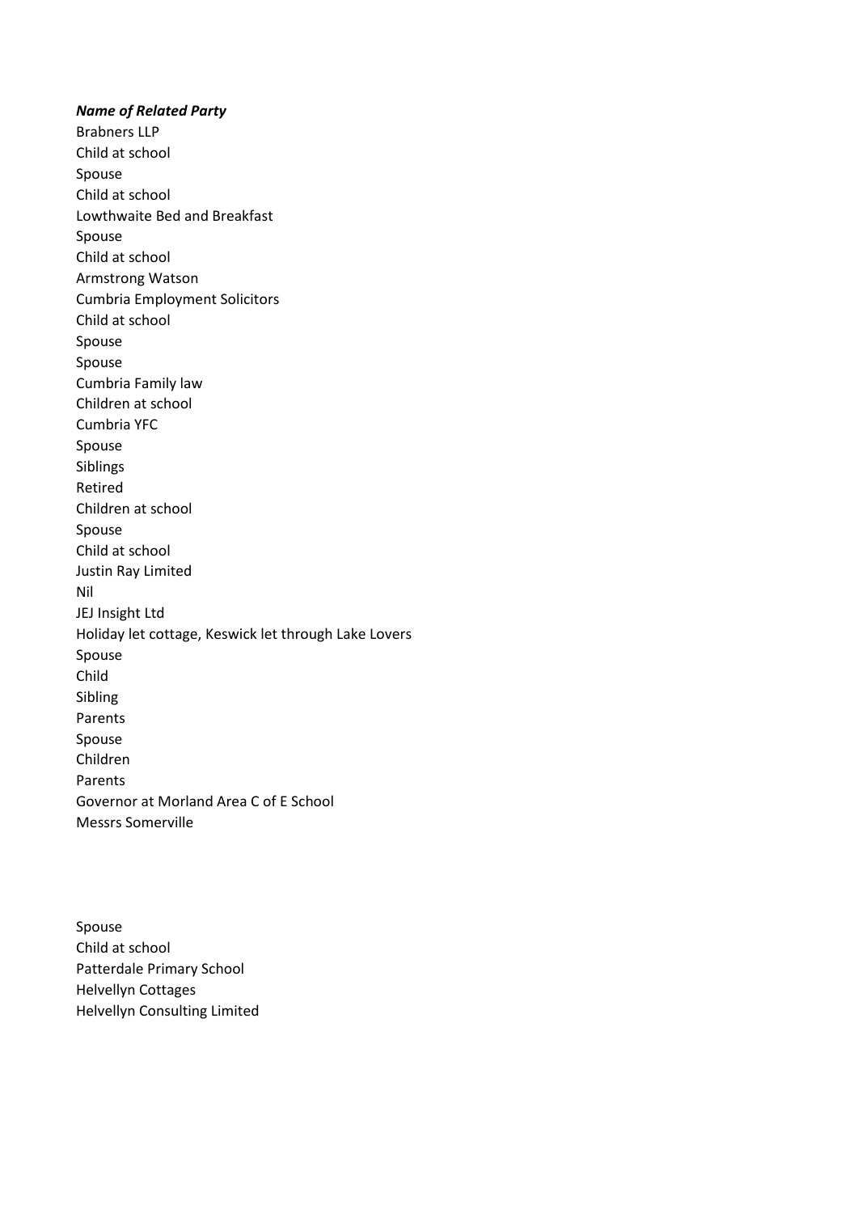***Name of Related Party***

Brabners LLP
Child at school
Spouse
Child at school
Lowthwaite Bed and Breakfast
Spouse
Child at school
Armstrong Watson
Cumbria Employment Solicitors
Child at school
Spouse
Spouse
Cumbria Family law
Children at school
Cumbria YFC
Spouse
Siblings
Retired
Children at school
Spouse
Child at school
Justin Ray Limited
Nil
JEJ Insight Ltd
Holiday let cottage, Keswick let through Lake Lovers
Spouse
Child
Sibling
Parents
Spouse
Children
Parents
Governor at Morland Area C of E School
Messrs Somerville

Spouse
Child at school
Patterdale Primary School
Helvellyn Cottages
Helvellyn Consulting Limited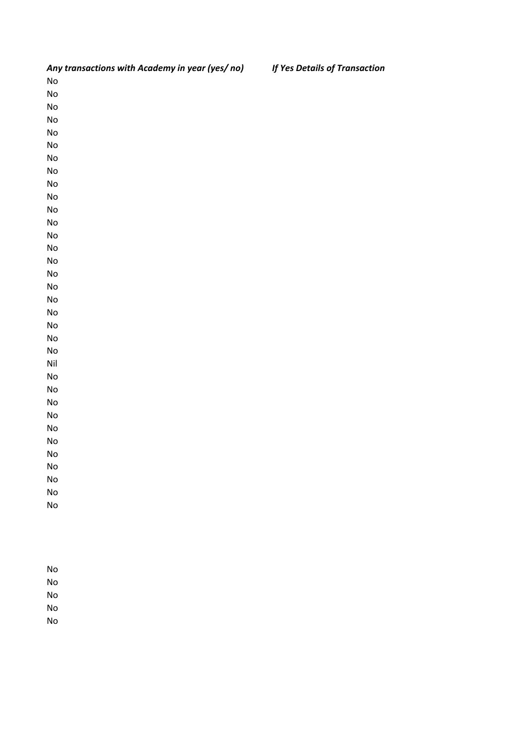| *Any transactions with Academy in year (yes/ no)* | *If Yes Details of Transaction* |
| --- | --- |
| No | |
| No | |
| No | |
| No | |
| No | |
| No | |
| No | |
| No | |
| No | |
| No | |
| No | |
| No | |
| No | |
| No | |
| No | |
| No | |
| No | |
| No | |
| No | |
| No | |
| No | |
| No | |
| Nil | |
| No | |
| No | |
| No | |
| No | |
| No | |
| No | |
| No | |
| No | |
| No | |
| No | |
| No | |
| | |
| | |
| | |
| | |
| No | |
| No | |
| No | |
| No | |
| No | |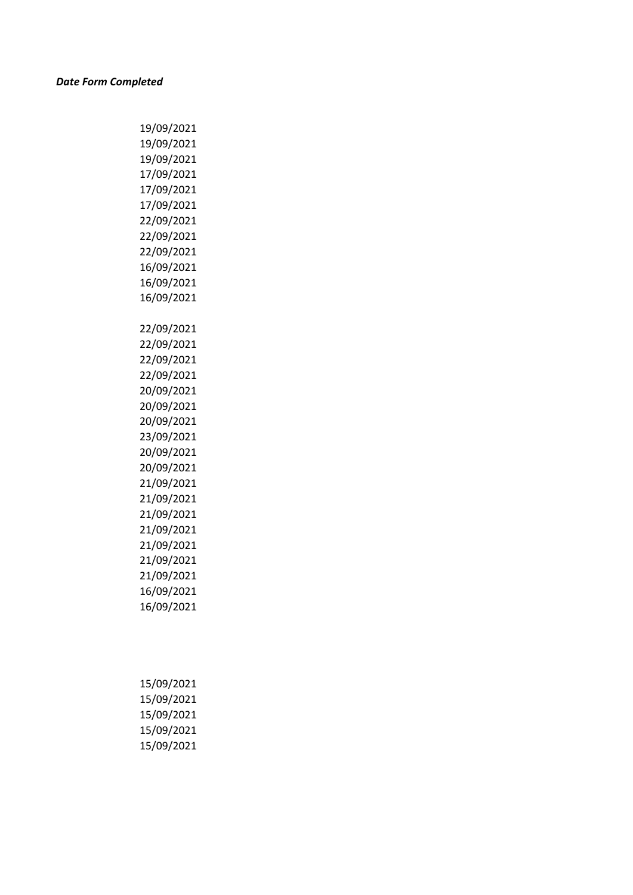***Date Form Completed***

19/09/2021
19/09/2021
19/09/2021
17/09/2021
17/09/2021
17/09/2021
22/09/2021
22/09/2021
22/09/2021
16/09/2021
16/09/2021
16/09/2021

22/09/2021
22/09/2021
22/09/2021
22/09/2021
20/09/2021
20/09/2021
20/09/2021
23/09/2021
20/09/2021
20/09/2021
21/09/2021
21/09/2021
21/09/2021
21/09/2021
21/09/2021
21/09/2021
21/09/2021
16/09/2021
16/09/2021

15/09/2021
15/09/2021
15/09/2021
15/09/2021
15/09/2021